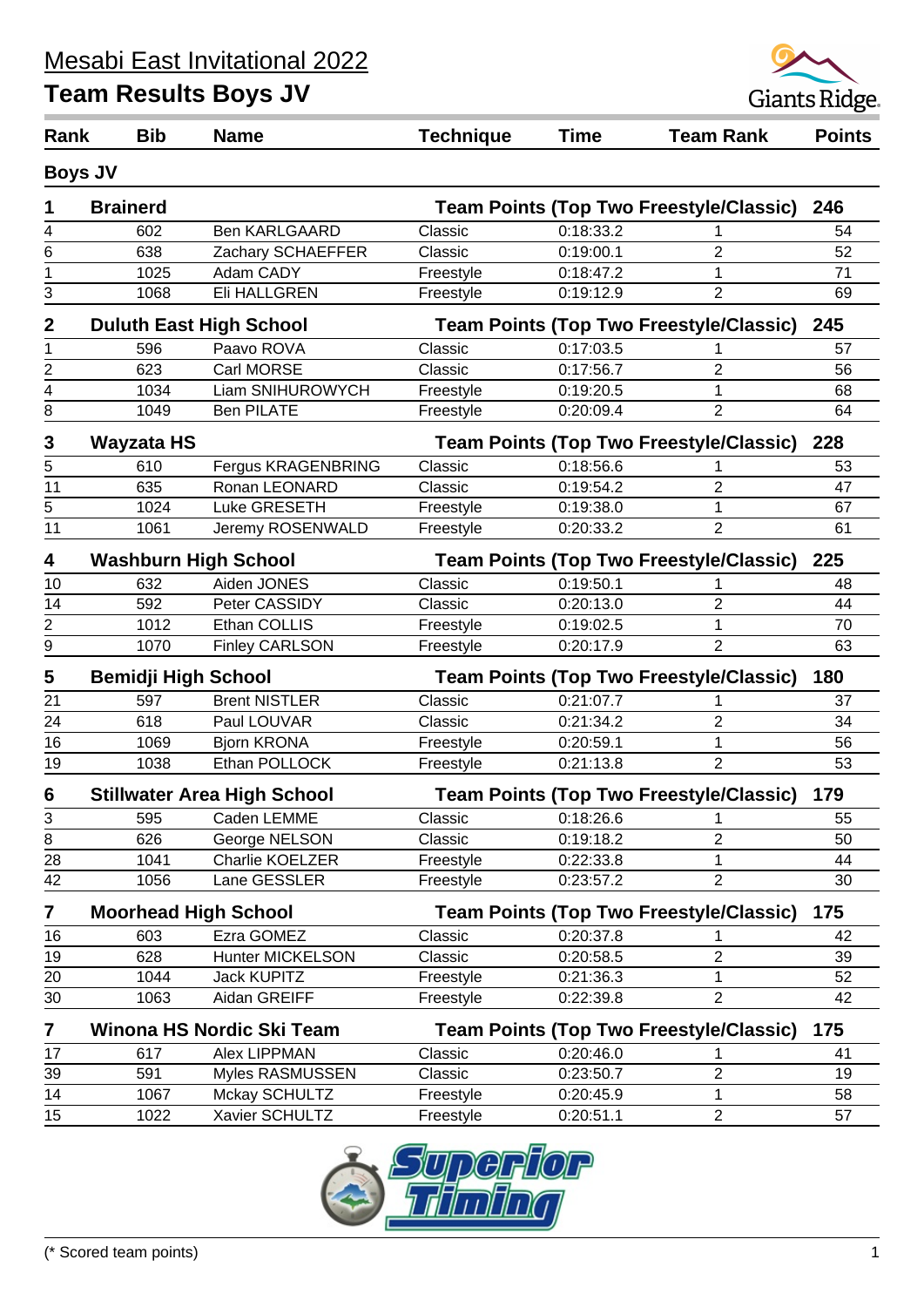# Mesabi East Invitational 2022

## Team Results Boys JV

| Rank | Bib | Name | Technique | Time | Team Rank | Points |
|---|---|---|---|---|---|---|
| **Boys JV** | | | | | | |
| **1** | **Brainerd** | | **Team Points (Top Two Freestyle/Classic)** | | | **246** |
| 4 | 602 | Ben KARLGAARD | Classic | 0:18:33.2 | 1 | 54 |
| 6 | 638 | Zachary SCHAEFFER | Classic | 0:19:00.1 | 2 | 52 |
| 1 | 1025 | Adam CADY | Freestyle | 0:18:47.2 | 1 | 71 |
| 3 | 1068 | Eli HALLGREN | Freestyle | 0:19:12.9 | 2 | 69 |
| **2** | **Duluth East High School** | | **Team Points (Top Two Freestyle/Classic)** | | | **245** |
| 1 | 596 | Paavo ROVA | Classic | 0:17:03.5 | 1 | 57 |
| 2 | 623 | Carl MORSE | Classic | 0:17:56.7 | 2 | 56 |
| 4 | 1034 | Liam SNIHUROWYCH | Freestyle | 0:19:20.5 | 1 | 68 |
| 8 | 1049 | Ben PILATE | Freestyle | 0:20:09.4 | 2 | 64 |
| **3** | **Wayzata HS** | | **Team Points (Top Two Freestyle/Classic)** | | | **228** |
| 5 | 610 | Fergus KRAGENBRING | Classic | 0:18:56.6 | 1 | 53 |
| 11 | 635 | Ronan LEONARD | Classic | 0:19:54.2 | 2 | 47 |
| 5 | 1024 | Luke GRESETH | Freestyle | 0:19:38.0 | 1 | 67 |
| 11 | 1061 | Jeremy ROSENWALD | Freestyle | 0:20:33.2 | 2 | 61 |
| **4** | **Washburn High School** | | **Team Points (Top Two Freestyle/Classic)** | | | **225** |
| 10 | 632 | Aiden JONES | Classic | 0:19:50.1 | 1 | 48 |
| 14 | 592 | Peter CASSIDY | Classic | 0:20:13.0 | 2 | 44 |
| 2 | 1012 | Ethan COLLIS | Freestyle | 0:19:02.5 | 1 | 70 |
| 9 | 1070 | Finley CARLSON | Freestyle | 0:20:17.9 | 2 | 63 |
| **5** | **Bemidji High School** | | **Team Points (Top Two Freestyle/Classic)** | | | **180** |
| 21 | 597 | Brent NISTLER | Classic | 0:21:07.7 | 1 | 37 |
| 24 | 618 | Paul LOUVAR | Classic | 0:21:34.2 | 2 | 34 |
| 16 | 1069 | Bjorn KRONA | Freestyle | 0:20:59.1 | 1 | 56 |
| 19 | 1038 | Ethan POLLOCK | Freestyle | 0:21:13.8 | 2 | 53 |
| **6** | **Stillwater Area High School** | | **Team Points (Top Two Freestyle/Classic)** | | | **179** |
| 3 | 595 | Caden LEMME | Classic | 0:18:26.6 | 1 | 55 |
| 8 | 626 | George NELSON | Classic | 0:19:18.2 | 2 | 50 |
| 28 | 1041 | Charlie KOELZER | Freestyle | 0:22:33.8 | 1 | 44 |
| 42 | 1056 | Lane GESSLER | Freestyle | 0:23:57.2 | 2 | 30 |
| **7** | **Moorhead High School** | | **Team Points (Top Two Freestyle/Classic)** | | | **175** |
| 16 | 603 | Ezra GOMEZ | Classic | 0:20:37.8 | 1 | 42 |
| 19 | 628 | Hunter MICKELSON | Classic | 0:20:58.5 | 2 | 39 |
| 20 | 1044 | Jack KUPITZ | Freestyle | 0:21:36.3 | 1 | 52 |
| 30 | 1063 | Aidan GREIFF | Freestyle | 0:22:39.8 | 2 | 42 |
| **7** | **Winona HS Nordic Ski Team** | | **Team Points (Top Two Freestyle/Classic)** | | | **175** |
| 17 | 617 | Alex LIPPMAN | Classic | 0:20:46.0 | 1 | 41 |
| 39 | 591 | Myles RASMUSSEN | Classic | 0:23:50.7 | 2 | 19 |
| 14 | 1067 | Mckay SCHULTZ | Freestyle | 0:20:45.9 | 1 | 58 |
| 15 | 1022 | Xavier SCHULTZ | Freestyle | 0:20:51.1 | 2 | 57 |

(* Scored team points)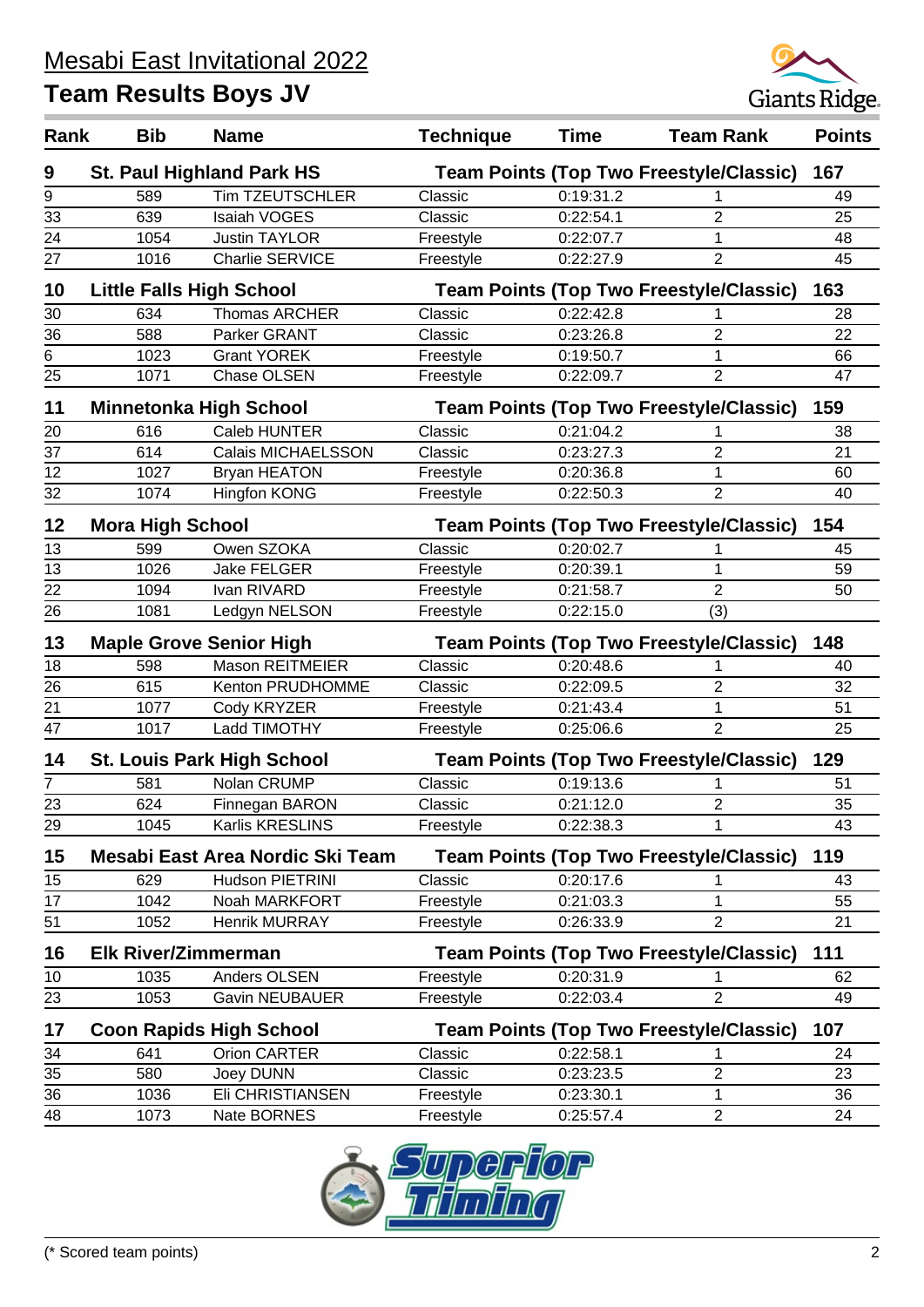# Mesabi East Invitational 2022

## Team Results Boys JV

| Rank | Bib | Name | Technique | Time | Team Rank | Points |
|---|---|---|---|---|---|---|
| **9** | **St. Paul Highland Park HS** | | **Team Points (Top Two Freestyle/Classic)** | | | **167** |
| 9 | 589 | Tim TZEUTSCHLER | Classic | 0:19:31.2 | 1 | 49 |
| 33 | 639 | Isaiah VOGES | Classic | 0:22:54.1 | 2 | 25 |
| 24 | 1054 | Justin TAYLOR | Freestyle | 0:22:07.7 | 1 | 48 |
| 27 | 1016 | Charlie SERVICE | Freestyle | 0:22:27.9 | 2 | 45 |
| **10** | **Little Falls High School** | | **Team Points (Top Two Freestyle/Classic)** | | | **163** |
| 30 | 634 | Thomas ARCHER | Classic | 0:22:42.8 | 1 | 28 |
| 36 | 588 | Parker GRANT | Classic | 0:23:26.8 | 2 | 22 |
| 6 | 1023 | Grant YOREK | Freestyle | 0:19:50.7 | 1 | 66 |
| 25 | 1071 | Chase OLSEN | Freestyle | 0:22:09.7 | 2 | 47 |
| **11** | **Minnetonka High School** | | **Team Points (Top Two Freestyle/Classic)** | | | **159** |
| 20 | 616 | Caleb HUNTER | Classic | 0:21:04.2 | 1 | 38 |
| 37 | 614 | Calais MICHAELSSON | Classic | 0:23:27.3 | 2 | 21 |
| 12 | 1027 | Bryan HEATON | Freestyle | 0:20:36.8 | 1 | 60 |
| 32 | 1074 | Hingfon KONG | Freestyle | 0:22:50.3 | 2 | 40 |
| **12** | **Mora High School** | | **Team Points (Top Two Freestyle/Classic)** | | | **154** |
| 13 | 599 | Owen SZOKA | Classic | 0:20:02.7 | 1 | 45 |
| 13 | 1026 | Jake FELGER | Freestyle | 0:20:39.1 | 1 | 59 |
| 22 | 1094 | Ivan RIVARD | Freestyle | 0:21:58.7 | 2 | 50 |
| 26 | 1081 | Ledgyn NELSON | Freestyle | 0:22:15.0 | (3) | |
| **13** | **Maple Grove Senior High** | | **Team Points (Top Two Freestyle/Classic)** | | | **148** |
| 18 | 598 | Mason REITMEIER | Classic | 0:20:48.6 | 1 | 40 |
| 26 | 615 | Kenton PRUDHOMME | Classic | 0:22:09.5 | 2 | 32 |
| 21 | 1077 | Cody KRYZER | Freestyle | 0:21:43.4 | 1 | 51 |
| 47 | 1017 | Ladd TIMOTHY | Freestyle | 0:25:06.6 | 2 | 25 |
| **14** | **St. Louis Park High School** | | **Team Points (Top Two Freestyle/Classic)** | | | **129** |
| 7 | 581 | Nolan CRUMP | Classic | 0:19:13.6 | 1 | 51 |
| 23 | 624 | Finnegan BARON | Classic | 0:21:12.0 | 2 | 35 |
| 29 | 1045 | Karlis KRESLINS | Freestyle | 0:22:38.3 | 1 | 43 |
| **15** | **Mesabi East Area Nordic Ski Team** | | **Team Points (Top Two Freestyle/Classic)** | | | **119** |
| 15 | 629 | Hudson PIETRINI | Classic | 0:20:17.6 | 1 | 43 |
| 17 | 1042 | Noah MARKFORT | Freestyle | 0:21:03.3 | 1 | 55 |
| 51 | 1052 | Henrik MURRAY | Freestyle | 0:26:33.9 | 2 | 21 |
| **16** | **Elk River/Zimmerman** | | **Team Points (Top Two Freestyle/Classic)** | | | **111** |
| 10 | 1035 | Anders OLSEN | Freestyle | 0:20:31.9 | 1 | 62 |
| 23 | 1053 | Gavin NEUBAUER | Freestyle | 0:22:03.4 | 2 | 49 |
| **17** | **Coon Rapids High School** | | **Team Points (Top Two Freestyle/Classic)** | | | **107** |
| 34 | 641 | Orion CARTER | Classic | 0:22:58.1 | 1 | 24 |
| 35 | 580 | Joey DUNN | Classic | 0:23:23.5 | 2 | 23 |
| 36 | 1036 | Eli CHRISTIANSEN | Freestyle | 0:23:30.1 | 1 | 36 |
| 48 | 1073 | Nate BORNES | Freestyle | 0:25:57.4 | 2 | 24 |

(* Scored team points)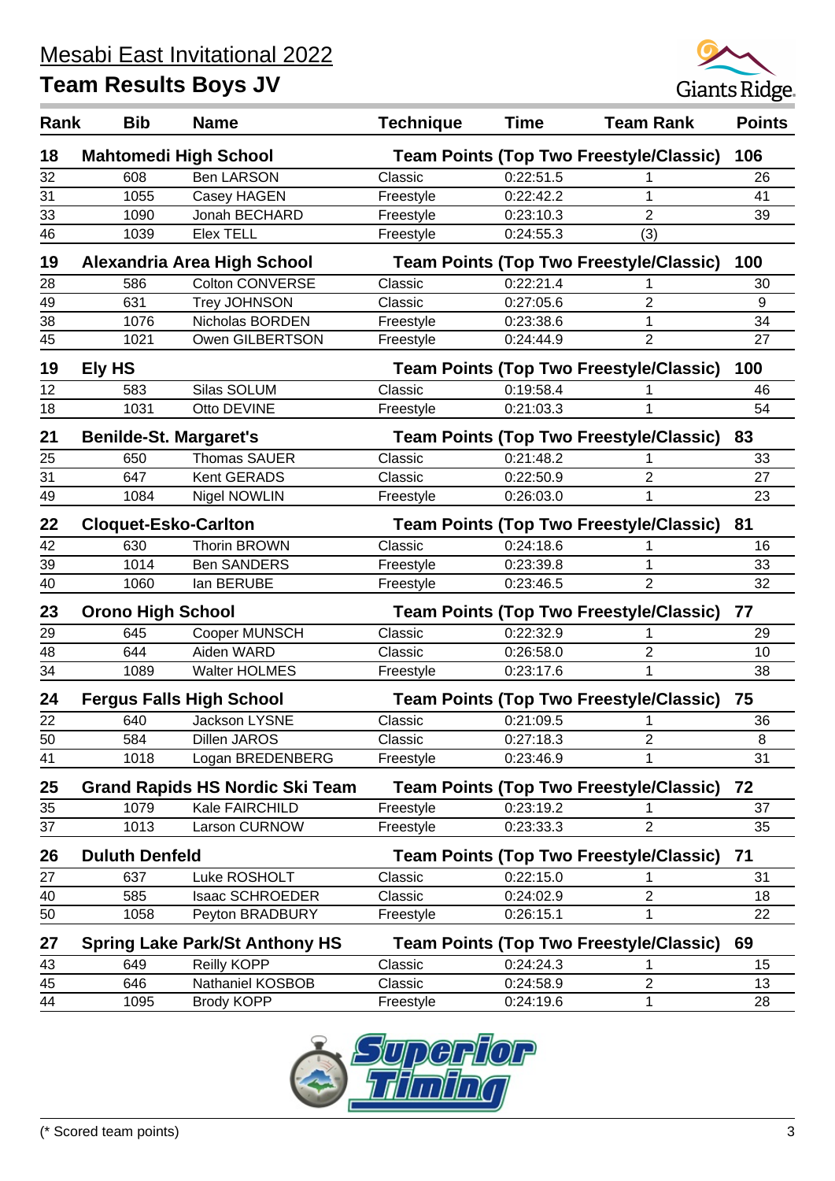# Mesabi East Invitational 2022

## Team Results Boys JV

| Rank | Bib | Name | Technique | Time | Team Rank | Points |
|---|---|---|---|---|---|---|
| **18** | **Mahtomedi High School** | | **Team Points (Top Two Freestyle/Classic)** | | | **106** |
| 32 | 608 | Ben LARSON | Classic | 0:22:51.5 | 1 | 26 |
| 31 | 1055 | Casey HAGEN | Freestyle | 0:22:42.2 | 1 | 41 |
| 33 | 1090 | Jonah BECHARD | Freestyle | 0:23:10.3 | 2 | 39 |
| 46 | 1039 | Elex TELL | Freestyle | 0:24:55.3 | (3) | |
| **19** | **Alexandria Area High School** | | **Team Points (Top Two Freestyle/Classic)** | | | **100** |
| 28 | 586 | Colton CONVERSE | Classic | 0:22:21.4 | 1 | 30 |
| 49 | 631 | Trey JOHNSON | Classic | 0:27:05.6 | 2 | 9 |
| 38 | 1076 | Nicholas BORDEN | Freestyle | 0:23:38.6 | 1 | 34 |
| 45 | 1021 | Owen GILBERTSON | Freestyle | 0:24:44.9 | 2 | 27 |
| **19** | **Ely HS** | | **Team Points (Top Two Freestyle/Classic)** | | | **100** |
| 12 | 583 | Silas SOLUM | Classic | 0:19:58.4 | 1 | 46 |
| 18 | 1031 | Otto DEVINE | Freestyle | 0:21:03.3 | 1 | 54 |
| **21** | **Benilde-St. Margaret's** | | **Team Points (Top Two Freestyle/Classic)** | | | **83** |
| 25 | 650 | Thomas SAUER | Classic | 0:21:48.2 | 1 | 33 |
| 31 | 647 | Kent GERADS | Classic | 0:22:50.9 | 2 | 27 |
| 49 | 1084 | Nigel NOWLIN | Freestyle | 0:26:03.0 | 1 | 23 |
| **22** | **Cloquet-Esko-Carlton** | | **Team Points (Top Two Freestyle/Classic)** | | | **81** |
| 42 | 630 | Thorin BROWN | Classic | 0:24:18.6 | 1 | 16 |
| 39 | 1014 | Ben SANDERS | Freestyle | 0:23:39.8 | 1 | 33 |
| 40 | 1060 | Ian BERUBE | Freestyle | 0:23:46.5 | 2 | 32 |
| **23** | **Orono High School** | | **Team Points (Top Two Freestyle/Classic)** | | | **77** |
| 29 | 645 | Cooper MUNSCH | Classic | 0:22:32.9 | 1 | 29 |
| 48 | 644 | Aiden WARD | Classic | 0:26:58.0 | 2 | 10 |
| 34 | 1089 | Walter HOLMES | Freestyle | 0:23:17.6 | 1 | 38 |
| **24** | **Fergus Falls High School** | | **Team Points (Top Two Freestyle/Classic)** | | | **75** |
| 22 | 640 | Jackson LYSNE | Classic | 0:21:09.5 | 1 | 36 |
| 50 | 584 | Dillen JAROS | Classic | 0:27:18.3 | 2 | 8 |
| 41 | 1018 | Logan BREDENBERG | Freestyle | 0:23:46.9 | 1 | 31 |
| **25** | **Grand Rapids HS Nordic Ski Team** | | **Team Points (Top Two Freestyle/Classic)** | | | **72** |
| 35 | 1079 | Kale FAIRCHILD | Freestyle | 0:23:19.2 | 1 | 37 |
| 37 | 1013 | Larson CURNOW | Freestyle | 0:23:33.3 | 2 | 35 |
| **26** | **Duluth Denfeld** | | **Team Points (Top Two Freestyle/Classic)** | | | **71** |
| 27 | 637 | Luke ROSHOLT | Classic | 0:22:15.0 | 1 | 31 |
| 40 | 585 | Isaac SCHROEDER | Classic | 0:24:02.9 | 2 | 18 |
| 50 | 1058 | Peyton BRADBURY | Freestyle | 0:26:15.1 | 1 | 22 |
| **27** | **Spring Lake Park/St Anthony HS** | | **Team Points (Top Two Freestyle/Classic)** | | | **69** |
| 43 | 649 | Reilly KOPP | Classic | 0:24:24.3 | 1 | 15 |
| 45 | 646 | Nathaniel KOSBOB | Classic | 0:24:58.9 | 2 | 13 |
| 44 | 1095 | Brody KOPP | Freestyle | 0:24:19.6 | 1 | 28 |

(* Scored team points)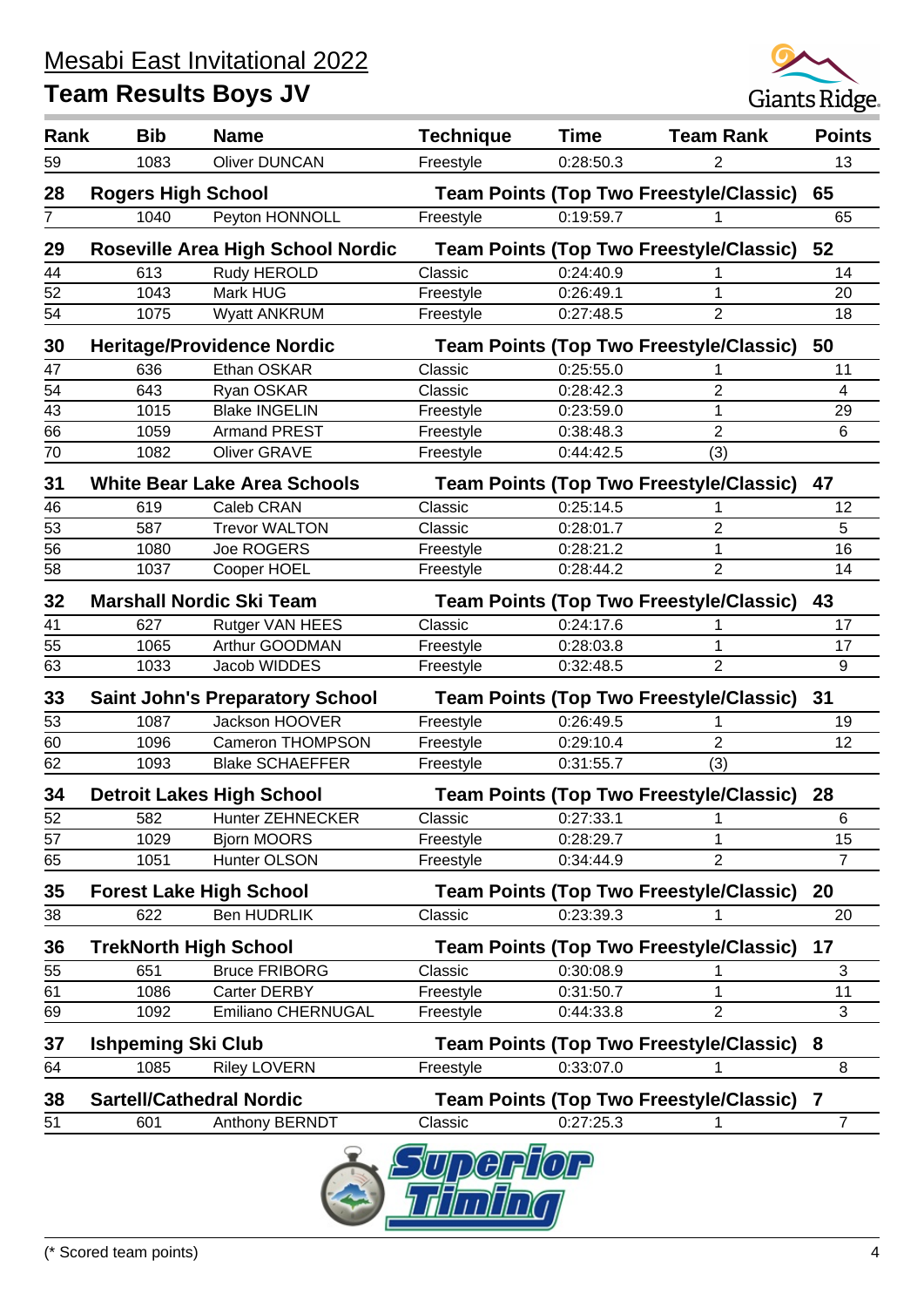# Mesabi East Invitational 2022

## Team Results Boys JV

| Rank | Bib | Name | Technique | Time | Team Rank | Points |
|---|---|---|---|---|---|---|
| 59 | 1083 | Oliver DUNCAN | Freestyle | 0:28:50.3 | 2 | 13 |
| **28** | **Rogers High School** | | **Team Points (Top Two Freestyle/Classic)** | | | **65** |
| 7 | 1040 | Peyton HONNOLL | Freestyle | 0:19:59.7 | 1 | 65 |
| **29** | **Roseville Area High School Nordic** | | **Team Points (Top Two Freestyle/Classic)** | | | **52** |
| 44 | 613 | Rudy HEROLD | Classic | 0:24:40.9 | 1 | 14 |
| 52 | 1043 | Mark HUG | Freestyle | 0:26:49.1 | 1 | 20 |
| 54 | 1075 | Wyatt ANKRUM | Freestyle | 0:27:48.5 | 2 | 18 |
| **30** | **Heritage/Providence Nordic** | | **Team Points (Top Two Freestyle/Classic)** | | | **50** |
| 47 | 636 | Ethan OSKAR | Classic | 0:25:55.0 | 1 | 11 |
| 54 | 643 | Ryan OSKAR | Classic | 0:28:42.3 | 2 | 4 |
| 43 | 1015 | Blake INGELIN | Freestyle | 0:23:59.0 | 1 | 29 |
| 66 | 1059 | Armand PREST | Freestyle | 0:38:48.3 | 2 | 6 |
| 70 | 1082 | Oliver GRAVE | Freestyle | 0:44:42.5 | (3) | |
| **31** | **White Bear Lake Area Schools** | | **Team Points (Top Two Freestyle/Classic)** | | | **47** |
| 46 | 619 | Caleb CRAN | Classic | 0:25:14.5 | 1 | 12 |
| 53 | 587 | Trevor WALTON | Classic | 0:28:01.7 | 2 | 5 |
| 56 | 1080 | Joe ROGERS | Freestyle | 0:28:21.2 | 1 | 16 |
| 58 | 1037 | Cooper HOEL | Freestyle | 0:28:44.2 | 2 | 14 |
| **32** | **Marshall Nordic Ski Team** | | **Team Points (Top Two Freestyle/Classic)** | | | **43** |
| 41 | 627 | Rutger VAN HEES | Classic | 0:24:17.6 | 1 | 17 |
| 55 | 1065 | Arthur GOODMAN | Freestyle | 0:28:03.8 | 1 | 17 |
| 63 | 1033 | Jacob WIDDES | Freestyle | 0:32:48.5 | 2 | 9 |
| **33** | **Saint John's Preparatory School** | | **Team Points (Top Two Freestyle/Classic)** | | | **31** |
| 53 | 1087 | Jackson HOOVER | Freestyle | 0:26:49.5 | 1 | 19 |
| 60 | 1096 | Cameron THOMPSON | Freestyle | 0:29:10.4 | 2 | 12 |
| 62 | 1093 | Blake SCHAEFFER | Freestyle | 0:31:55.7 | (3) | |
| **34** | **Detroit Lakes High School** | | **Team Points (Top Two Freestyle/Classic)** | | | **28** |
| 52 | 582 | Hunter ZEHNECKER | Classic | 0:27:33.1 | 1 | 6 |
| 57 | 1029 | Bjorn MOORS | Freestyle | 0:28:29.7 | 1 | 15 |
| 65 | 1051 | Hunter OLSON | Freestyle | 0:34:44.9 | 2 | 7 |
| **35** | **Forest Lake High School** | | **Team Points (Top Two Freestyle/Classic)** | | | **20** |
| 38 | 622 | Ben HUDRLIK | Classic | 0:23:39.3 | 1 | 20 |
| **36** | **TrekNorth High School** | | **Team Points (Top Two Freestyle/Classic)** | | | **17** |
| 55 | 651 | Bruce FRIBORG | Classic | 0:30:08.9 | 1 | 3 |
| 61 | 1086 | Carter DERBY | Freestyle | 0:31:50.7 | 1 | 11 |
| 69 | 1092 | Emiliano CHERNUGAL | Freestyle | 0:44:33.8 | 2 | 3 |
| **37** | **Ishpeming Ski Club** | | **Team Points (Top Two Freestyle/Classic)** | | | **8** |
| 64 | 1085 | Riley LOVERN | Freestyle | 0:33:07.0 | 1 | 8 |
| **38** | **Sartell/Cathedral Nordic** | | **Team Points (Top Two Freestyle/Classic)** | | | **7** |
| 51 | 601 | Anthony BERNDT | Classic | 0:27:25.3 | 1 | 7 |

(* Scored team points)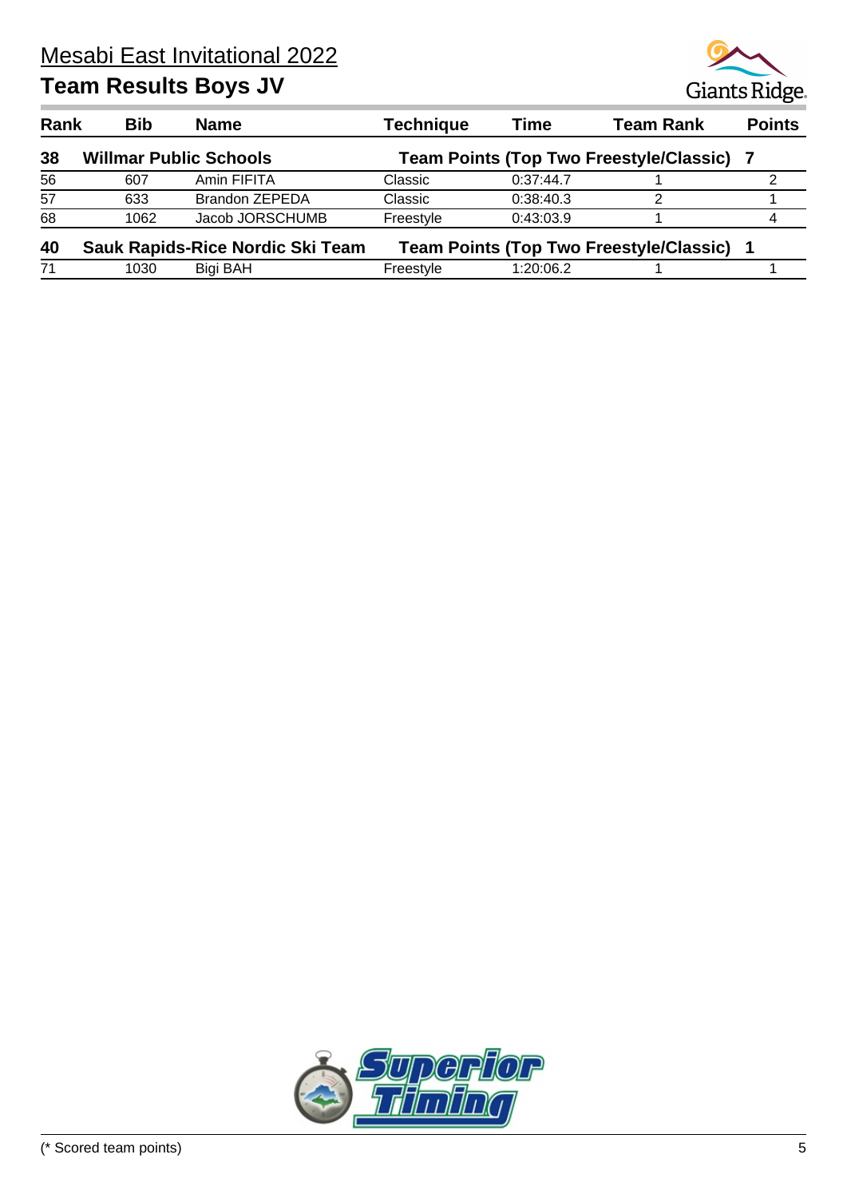# Mesabi East Invitational 2022

## Team Results Boys JV

| Rank | Bib | Name | Technique | Time | Team Rank | Points |
|---|---|---|---|---|---|---|
| **38** | **Willmar Public Schools** | | **Team Points (Top Two Freestyle/Classic)** | | | **7** |
| 56 | 607 | Amin FIFITA | Classic | 0:37:44.7 | 1 | 2 |
| 57 | 633 | Brandon ZEPEDA | Classic | 0:38:40.3 | 2 | 1 |
| 68 | 1062 | Jacob JORSCHUMB | Freestyle | 0:43:03.9 | 1 | 4 |
| **40** | **Sauk Rapids-Rice Nordic Ski Team** | | **Team Points (Top Two Freestyle/Classic)** | | | **1** |
| 71 | 1030 | Bigi BAH | Freestyle | 1:20:06.2 | 1 | 1 |

(* Scored team points)